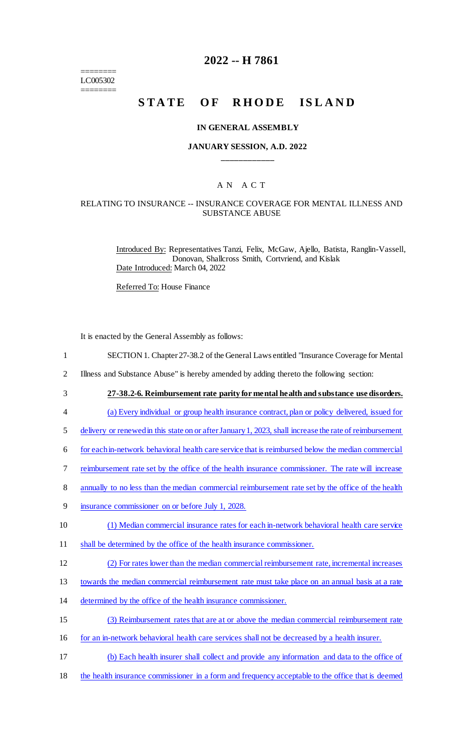========
LC005302
========

# 2022 -- H 7861

# STATE OF RHODE ISLAND

### IN GENERAL ASSEMBLY

### JANUARY SESSION, A.D. 2022

____________

### A N A C T

### RELATING TO INSURANCE -- INSURANCE COVERAGE FOR MENTAL ILLNESS AND SUBSTANCE ABUSE

Introduced By: Representatives Tanzi, Felix, McGaw, Ajello, Batista, Ranglin-Vassell, Donovan, Shallcross Smith, Cortvriend, and Kislak

Date Introduced: March 04, 2022

Referred To: House Finance

It is enacted by the General Assembly as follows:

1 SECTION 1. Chapter 27-38.2 of the General Laws entitled "Insurance Coverage for Mental
2 Illness and Substance Abuse" is hereby amended by adding thereto the following section:
3 **27-38.2-6. Reimbursement rate parity for mental health and substance use disorders.**
4 (a) Every individual or group health insurance contract, plan or policy delivered, issued for
5 delivery or renewed in this state on or after January 1, 2023, shall increase the rate of reimbursement
6 for each in-network behavioral health care service that is reimbursed below the median commercial
7 reimbursement rate set by the office of the health insurance commissioner. The rate will increase
8 annually to no less than the median commercial reimbursement rate set by the office of the health
9 insurance commissioner on or before July 1, 2028.
10 (1) Median commercial insurance rates for each in-network behavioral health care service
11 shall be determined by the office of the health insurance commissioner.
12 (2) For rates lower than the median commercial reimbursement rate, incremental increases
13 towards the median commercial reimbursement rate must take place on an annual basis at a rate
14 determined by the office of the health insurance commissioner.
15 (3) Reimbursement rates that are at or above the median commercial reimbursement rate
16 for an in-network behavioral health care services shall not be decreased by a health insurer.
17 (b) Each health insurer shall collect and provide any information and data to the office of
18 the health insurance commissioner in a form and frequency acceptable to the office that is deemed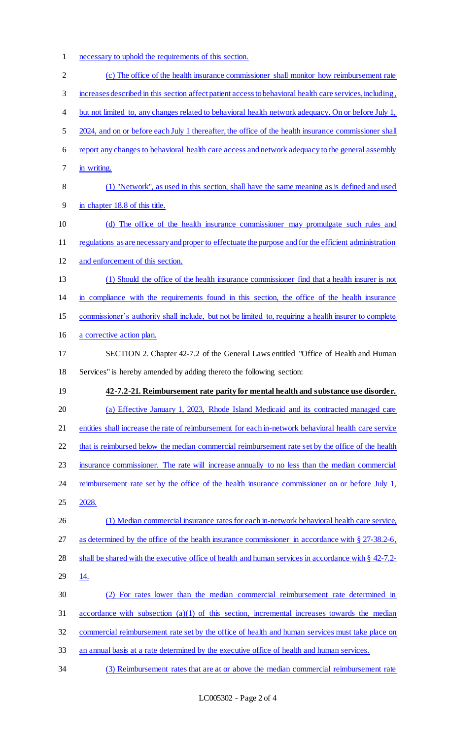necessary to uphold the requirements of this section.

(c) The office of the health insurance commissioner shall monitor how reimbursement rate increases described in this section affect patient access to behavioral health care services, including, but not limited to, any changes related to behavioral health network adequacy. On or before July 1, 2024, and on or before each July 1 thereafter, the office of the health insurance commissioner shall report any changes to behavioral health care access and network adequacy to the general assembly in writing.

(1) "Network", as used in this section, shall have the same meaning as is defined and used in chapter 18.8 of this title.

(d) The office of the health insurance commissioner may promulgate such rules and regulations as are necessary and proper to effectuate the purpose and for the efficient administration and enforcement of this section.

(1) Should the office of the health insurance commissioner find that a health insurer is not in compliance with the requirements found in this section, the office of the health insurance commissioner's authority shall include, but not be limited to, requiring a health insurer to complete a corrective action plan.

SECTION 2. Chapter 42-7.2 of the General Laws entitled "Office of Health and Human Services" is hereby amended by adding thereto the following section:

**42-7.2-21. Reimbursement rate parity for mental health and substance use disorder.**

(a) Effective January 1, 2023, Rhode Island Medicaid and its contracted managed care entities shall increase the rate of reimbursement for each in-network behavioral health care service that is reimbursed below the median commercial reimbursement rate set by the office of the health insurance commissioner. The rate will increase annually to no less than the median commercial reimbursement rate set by the office of the health insurance commissioner on or before July 1, 2028.

(1) Median commercial insurance rates for each in-network behavioral health care service, as determined by the office of the health insurance commissioner in accordance with § 27-38.2-6, shall be shared with the executive office of health and human services in accordance with § 42-7.2-14.

(2) For rates lower than the median commercial reimbursement rate determined in accordance with subsection (a)(1) of this section, incremental increases towards the median commercial reimbursement rate set by the office of health and human services must take place on an annual basis at a rate determined by the executive office of health and human services.

(3) Reimbursement rates that are at or above the median commercial reimbursement rate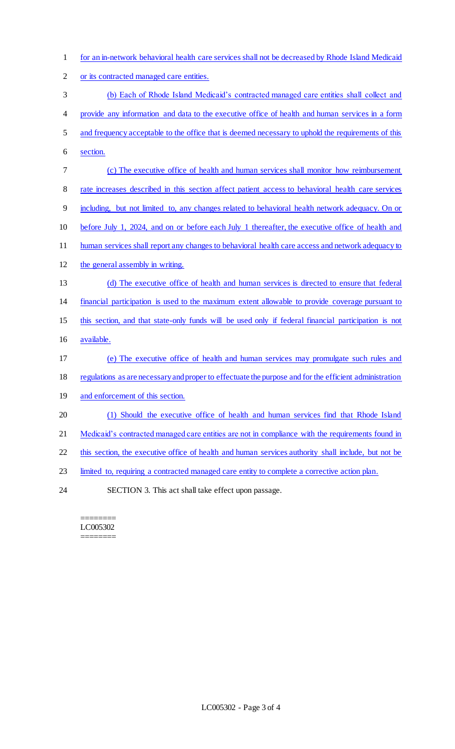for an in-network behavioral health care services shall not be decreased by Rhode Island Medicaid or its contracted managed care entities.

(b) Each of Rhode Island Medicaid's contracted managed care entities shall collect and provide any information and data to the executive office of health and human services in a form and frequency acceptable to the office that is deemed necessary to uphold the requirements of this section.

(c) The executive office of health and human services shall monitor how reimbursement rate increases described in this section affect patient access to behavioral health care services including, but not limited to, any changes related to behavioral health network adequacy. On or before July 1, 2024, and on or before each July 1 thereafter, the executive office of health and human services shall report any changes to behavioral health care access and network adequacy to the general assembly in writing.

(d) The executive office of health and human services is directed to ensure that federal financial participation is used to the maximum extent allowable to provide coverage pursuant to this section, and that state-only funds will be used only if federal financial participation is not available.

(e) The executive office of health and human services may promulgate such rules and regulations as are necessary and proper to effectuate the purpose and for the efficient administration and enforcement of this section.

(1) Should the executive office of health and human services find that Rhode Island Medicaid's contracted managed care entities are not in compliance with the requirements found in this section, the executive office of health and human services authority shall include, but not be limited to, requiring a contracted managed care entity to complete a corrective action plan.

SECTION 3. This act shall take effect upon passage.

========
LC005302
========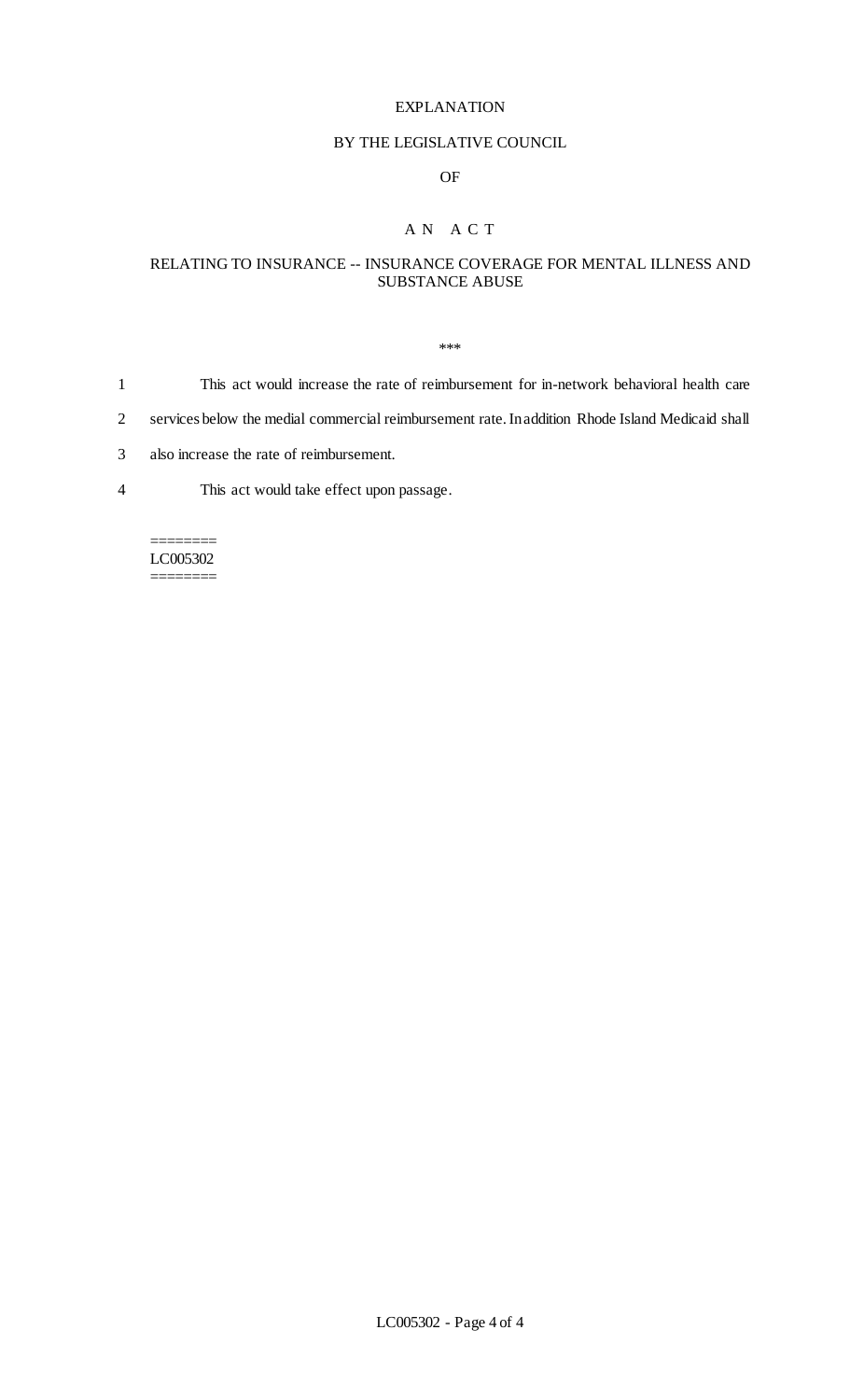EXPLANATION

BY THE LEGISLATIVE COUNCIL

OF

A N A C T

RELATING TO INSURANCE -- INSURANCE COVERAGE FOR MENTAL ILLNESS AND SUBSTANCE ABUSE

\*\*\*

1 This act would increase the rate of reimbursement for in-network behavioral health care
2 services below the medial commercial reimbursement rate. In addition Rhode Island Medicaid shall
3 also increase the rate of reimbursement.
4 This act would take effect upon passage.

========
LC005302
========